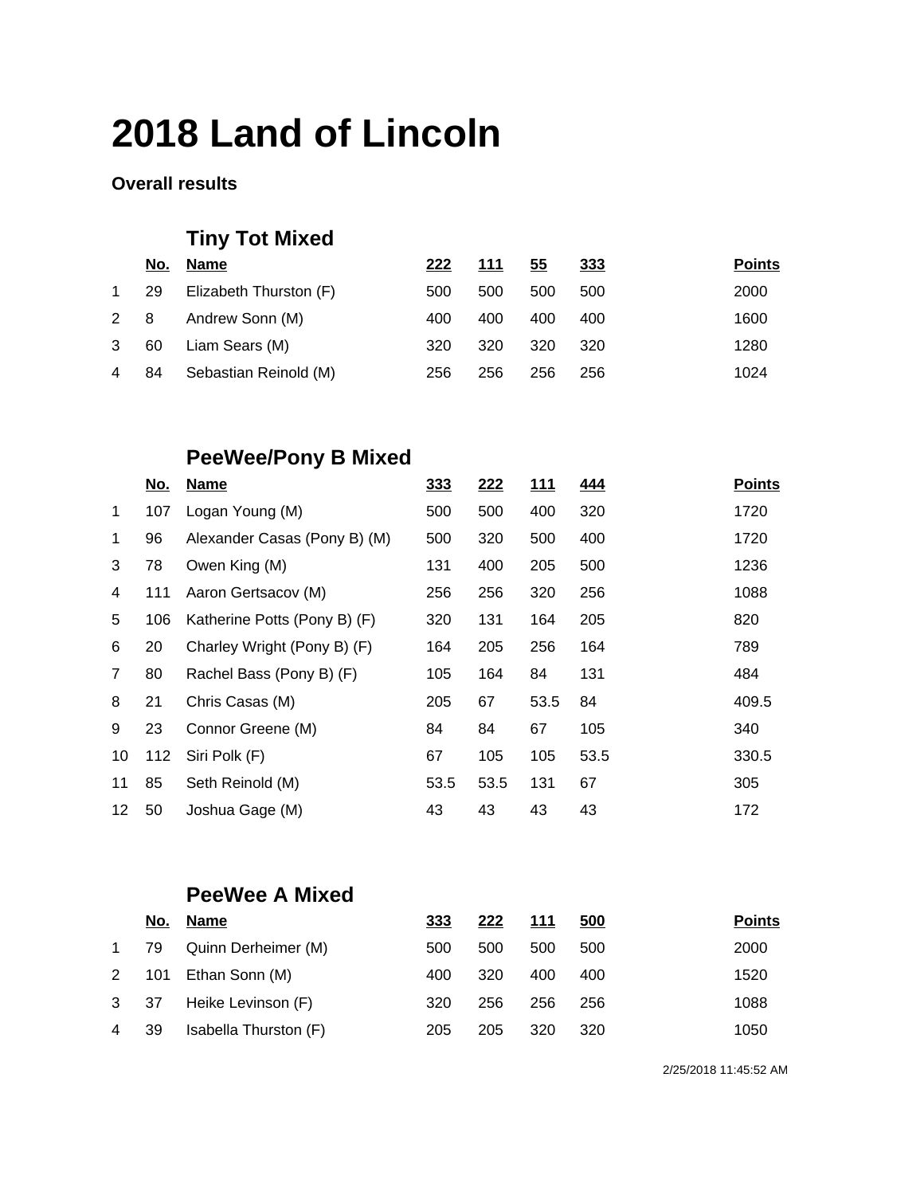# 2018 Land of Lincoln

**Overall results**

## Tiny Tot Mixed

| | No. | Name | 222 | 111 | 55 | 333 | Points |
|---|---|---|---|---|---|---|---|
| 1 | 29 | Elizabeth Thurston (F) | 500 | 500 | 500 | 500 | 2000 |
| 2 | 8 | Andrew Sonn (M) | 400 | 400 | 400 | 400 | 1600 |
| 3 | 60 | Liam Sears (M) | 320 | 320 | 320 | 320 | 1280 |
| 4 | 84 | Sebastian Reinold (M) | 256 | 256 | 256 | 256 | 1024 |

## PeeWee/Pony B Mixed

| | No. | Name | 333 | 222 | 111 | 444 | Points |
|---|---|---|---|---|---|---|---|
| 1 | 107 | Logan Young (M) | 500 | 500 | 400 | 320 | 1720 |
| 1 | 96 | Alexander Casas (Pony B) (M) | 500 | 320 | 500 | 400 | 1720 |
| 3 | 78 | Owen King (M) | 131 | 400 | 205 | 500 | 1236 |
| 4 | 111 | Aaron Gertsacov (M) | 256 | 256 | 320 | 256 | 1088 |
| 5 | 106 | Katherine Potts (Pony B) (F) | 320 | 131 | 164 | 205 | 820 |
| 6 | 20 | Charley Wright (Pony B) (F) | 164 | 205 | 256 | 164 | 789 |
| 7 | 80 | Rachel Bass (Pony B) (F) | 105 | 164 | 84 | 131 | 484 |
| 8 | 21 | Chris Casas (M) | 205 | 67 | 53.5 | 84 | 409.5 |
| 9 | 23 | Connor Greene (M) | 84 | 84 | 67 | 105 | 340 |
| 10 | 112 | Siri Polk (F) | 67 | 105 | 105 | 53.5 | 330.5 |
| 11 | 85 | Seth Reinold (M) | 53.5 | 53.5 | 131 | 67 | 305 |
| 12 | 50 | Joshua Gage (M) | 43 | 43 | 43 | 43 | 172 |

## PeeWee A Mixed

| | No. | Name | 333 | 222 | 111 | 500 | Points |
|---|---|---|---|---|---|---|---|
| 1 | 79 | Quinn Derheimer (M) | 500 | 500 | 500 | 500 | 2000 |
| 2 | 101 | Ethan Sonn (M) | 400 | 320 | 400 | 400 | 1520 |
| 3 | 37 | Heike Levinson (F) | 320 | 256 | 256 | 256 | 1088 |
| 4 | 39 | Isabella Thurston (F) | 205 | 205 | 320 | 320 | 1050 |

2/25/2018 11:45:52 AM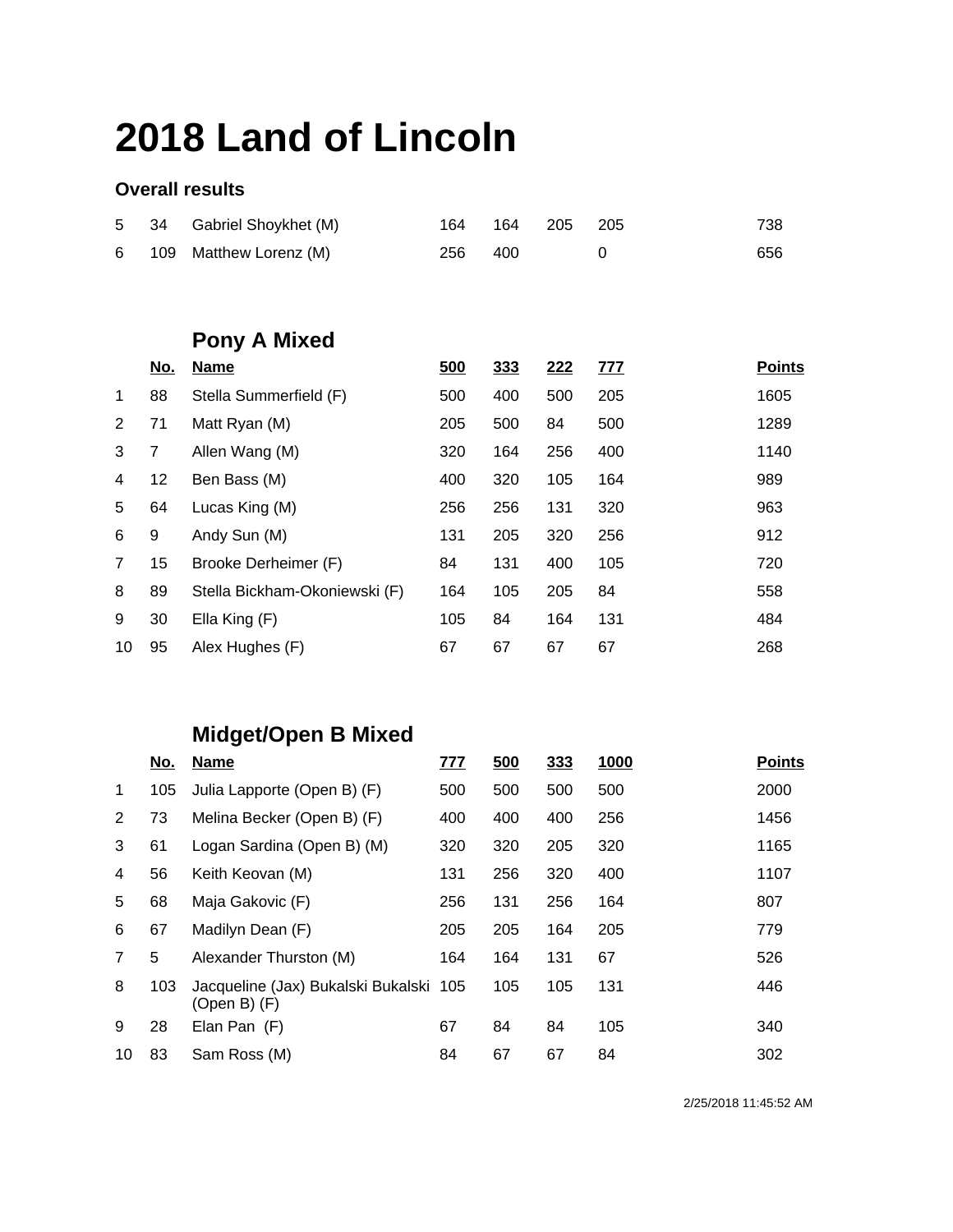# 2018 Land of Lincoln

### Overall results

| | | | | | | | |
|---|---|---|---|---|---|---|---|
| 5 | 34 | Gabriel Shoykhet (M) | 164 | 164 | 205 | 205 | 738 |
| 6 | 109 | Matthew Lorenz (M) | 256 | 400 | | 0 | 656 |

## Pony A Mixed

| | No. | Name | 500 | 333 | 222 | 777 | Points |
|---|---|---|---|---|---|---|---|
| 1 | 88 | Stella Summerfield (F) | 500 | 400 | 500 | 205 | 1605 |
| 2 | 71 | Matt Ryan (M) | 205 | 500 | 84 | 500 | 1289 |
| 3 | 7 | Allen Wang (M) | 320 | 164 | 256 | 400 | 1140 |
| 4 | 12 | Ben Bass (M) | 400 | 320 | 105 | 164 | 989 |
| 5 | 64 | Lucas King (M) | 256 | 256 | 131 | 320 | 963 |
| 6 | 9 | Andy Sun (M) | 131 | 205 | 320 | 256 | 912 |
| 7 | 15 | Brooke Derheimer (F) | 84 | 131 | 400 | 105 | 720 |
| 8 | 89 | Stella Bickham-Okoniewski (F) | 164 | 105 | 205 | 84 | 558 |
| 9 | 30 | Ella King (F) | 105 | 84 | 164 | 131 | 484 |
| 10 | 95 | Alex Hughes (F) | 67 | 67 | 67 | 67 | 268 |

## Midget/Open B Mixed

| | No. | Name | 777 | 500 | 333 | 1000 | Points |
|---|---|---|---|---|---|---|---|
| 1 | 105 | Julia Lapporte (Open B) (F) | 500 | 500 | 500 | 500 | 2000 |
| 2 | 73 | Melina Becker (Open B) (F) | 400 | 400 | 400 | 256 | 1456 |
| 3 | 61 | Logan Sardina (Open B) (M) | 320 | 320 | 205 | 320 | 1165 |
| 4 | 56 | Keith Keovan (M) | 131 | 256 | 320 | 400 | 1107 |
| 5 | 68 | Maja Gakovic (F) | 256 | 131 | 256 | 164 | 807 |
| 6 | 67 | Madilyn Dean (F) | 205 | 205 | 164 | 205 | 779 |
| 7 | 5 | Alexander Thurston (M) | 164 | 164 | 131 | 67 | 526 |
| 8 | 103 | Jacqueline (Jax) Bukalski Bukalski (Open B) (F) | 105 | 105 | 105 | 131 | 446 |
| 9 | 28 | Elan Pan (F) | 67 | 84 | 84 | 105 | 340 |
| 10 | 83 | Sam Ross (M) | 84 | 67 | 67 | 84 | 302 |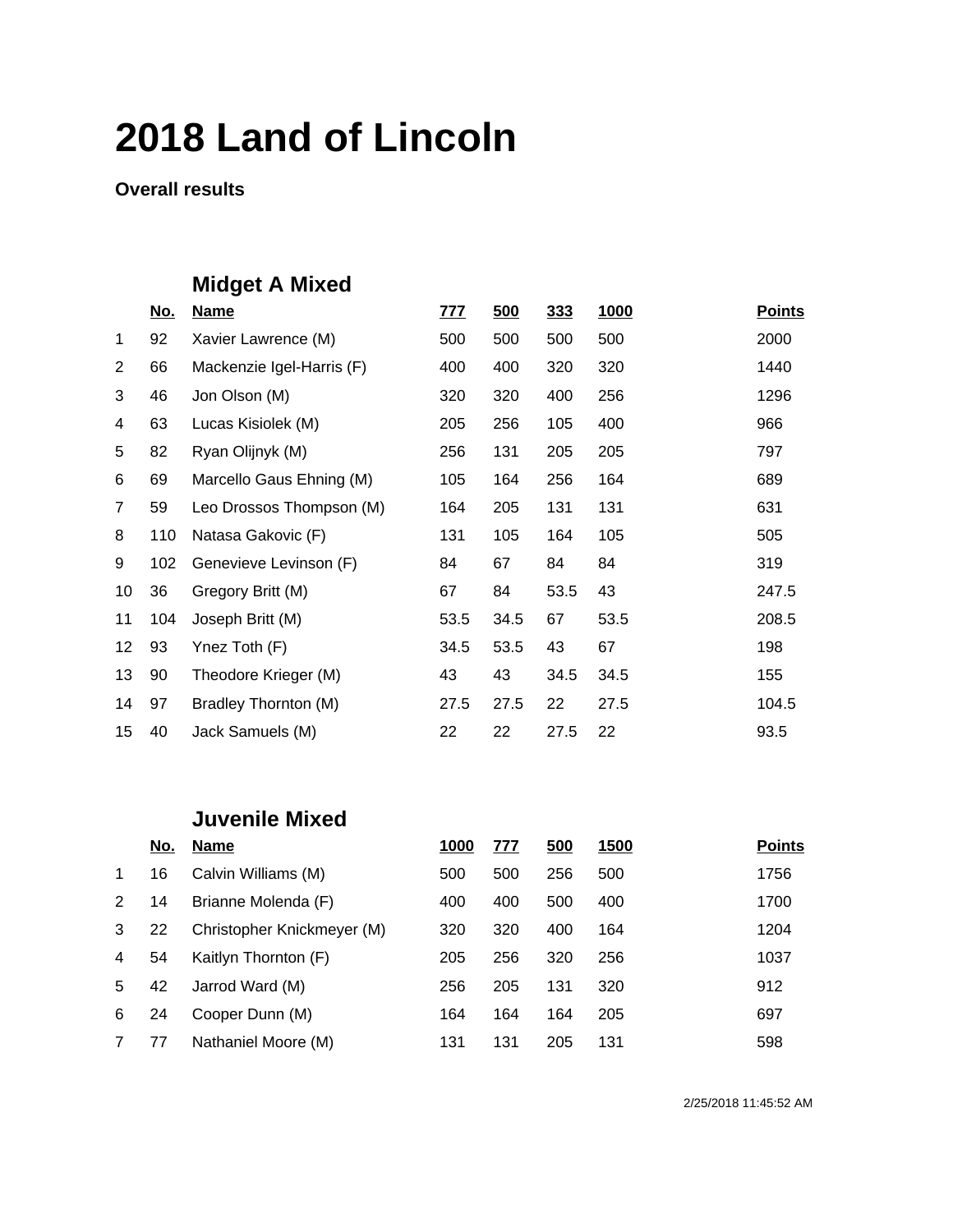# 2018 Land of Lincoln

**Overall results**

## Midget A Mixed

| | No. | Name | 777 | 500 | 333 | 1000 | Points |
|---|---|---|---|---|---|---|---|
| 1 | 92 | Xavier Lawrence (M) | 500 | 500 | 500 | 500 | 2000 |
| 2 | 66 | Mackenzie Igel-Harris (F) | 400 | 400 | 320 | 320 | 1440 |
| 3 | 46 | Jon Olson (M) | 320 | 320 | 400 | 256 | 1296 |
| 4 | 63 | Lucas Kisiolek (M) | 205 | 256 | 105 | 400 | 966 |
| 5 | 82 | Ryan Olijnyk (M) | 256 | 131 | 205 | 205 | 797 |
| 6 | 69 | Marcello Gaus Ehning (M) | 105 | 164 | 256 | 164 | 689 |
| 7 | 59 | Leo Drossos Thompson (M) | 164 | 205 | 131 | 131 | 631 |
| 8 | 110 | Natasa Gakovic (F) | 131 | 105 | 164 | 105 | 505 |
| 9 | 102 | Genevieve Levinson (F) | 84 | 67 | 84 | 84 | 319 |
| 10 | 36 | Gregory Britt (M) | 67 | 84 | 53.5 | 43 | 247.5 |
| 11 | 104 | Joseph Britt (M) | 53.5 | 34.5 | 67 | 53.5 | 208.5 |
| 12 | 93 | Ynez Toth (F) | 34.5 | 53.5 | 43 | 67 | 198 |
| 13 | 90 | Theodore Krieger (M) | 43 | 43 | 34.5 | 34.5 | 155 |
| 14 | 97 | Bradley Thornton (M) | 27.5 | 27.5 | 22 | 27.5 | 104.5 |
| 15 | 40 | Jack Samuels (M) | 22 | 22 | 27.5 | 22 | 93.5 |

## Juvenile Mixed

| | No. | Name | 1000 | 777 | 500 | 1500 | Points |
|---|---|---|---|---|---|---|---|
| 1 | 16 | Calvin Williams (M) | 500 | 500 | 256 | 500 | 1756 |
| 2 | 14 | Brianne Molenda (F) | 400 | 400 | 500 | 400 | 1700 |
| 3 | 22 | Christopher Knickmeyer (M) | 320 | 320 | 400 | 164 | 1204 |
| 4 | 54 | Kaitlyn Thornton (F) | 205 | 256 | 320 | 256 | 1037 |
| 5 | 42 | Jarrod Ward (M) | 256 | 205 | 131 | 320 | 912 |
| 6 | 24 | Cooper Dunn (M) | 164 | 164 | 164 | 205 | 697 |
| 7 | 77 | Nathaniel Moore (M) | 131 | 131 | 205 | 131 | 598 |

2/25/2018 11:45:52 AM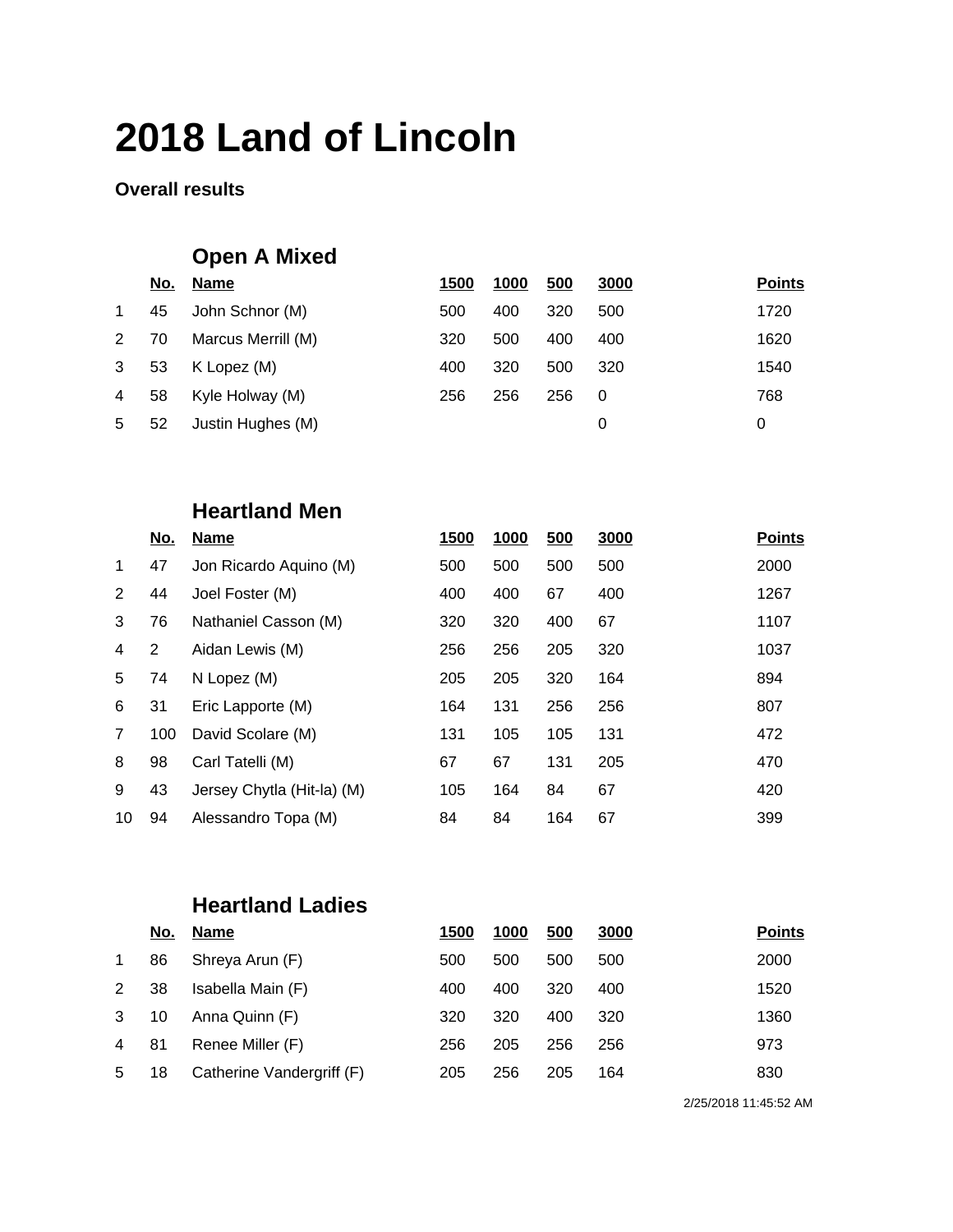# 2018 Land of Lincoln

**Overall results**

### Open A Mixed

| | No. | Name | 1500 | 1000 | 500 | 3000 | Points |
|---|---|---|---|---|---|---|---|
| 1 | 45 | John Schnor (M) | 500 | 400 | 320 | 500 | 1720 |
| 2 | 70 | Marcus Merrill (M) | 320 | 500 | 400 | 400 | 1620 |
| 3 | 53 | K Lopez (M) | 400 | 320 | 500 | 320 | 1540 |
| 4 | 58 | Kyle Holway (M) | 256 | 256 | 256 | 0 | 768 |
| 5 | 52 | Justin Hughes (M) | | | | 0 | 0 |

### Heartland Men

| | No. | Name | 1500 | 1000 | 500 | 3000 | Points |
|---|---|---|---|---|---|---|---|
| 1 | 47 | Jon Ricardo Aquino (M) | 500 | 500 | 500 | 500 | 2000 |
| 2 | 44 | Joel Foster (M) | 400 | 400 | 67 | 400 | 1267 |
| 3 | 76 | Nathaniel Casson (M) | 320 | 320 | 400 | 67 | 1107 |
| 4 | 2 | Aidan Lewis (M) | 256 | 256 | 205 | 320 | 1037 |
| 5 | 74 | N Lopez (M) | 205 | 205 | 320 | 164 | 894 |
| 6 | 31 | Eric Lapporte (M) | 164 | 131 | 256 | 256 | 807 |
| 7 | 100 | David Scolare (M) | 131 | 105 | 105 | 131 | 472 |
| 8 | 98 | Carl Tatelli (M) | 67 | 67 | 131 | 205 | 470 |
| 9 | 43 | Jersey Chytla (Hit-la) (M) | 105 | 164 | 84 | 67 | 420 |
| 10 | 94 | Alessandro Topa (M) | 84 | 84 | 164 | 67 | 399 |

### Heartland Ladies

| | No. | Name | 1500 | 1000 | 500 | 3000 | Points |
|---|---|---|---|---|---|---|---|
| 1 | 86 | Shreya Arun (F) | 500 | 500 | 500 | 500 | 2000 |
| 2 | 38 | Isabella Main (F) | 400 | 400 | 320 | 400 | 1520 |
| 3 | 10 | Anna Quinn (F) | 320 | 320 | 400 | 320 | 1360 |
| 4 | 81 | Renee Miller (F) | 256 | 205 | 256 | 256 | 973 |
| 5 | 18 | Catherine Vandergriff (F) | 205 | 256 | 205 | 164 | 830 |

2/25/2018 11:45:52 AM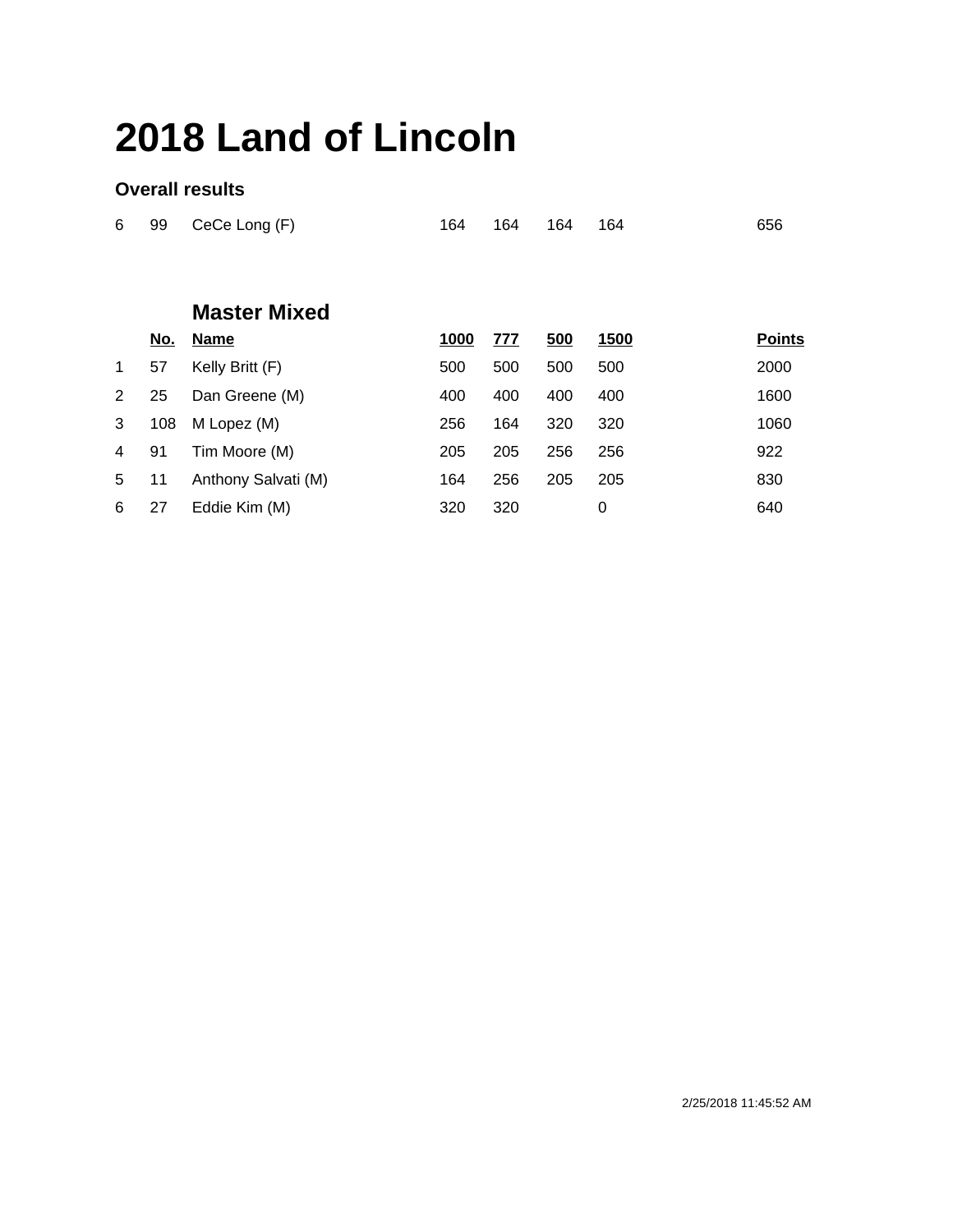# 2018 Land of Lincoln

### Overall results

| | | | | | | | |
|---|---|---|---|---|---|---|---|
| 6 | 99 | CeCe Long (F) | 164 | 164 | 164 | 164 | 656 |

## Master Mixed

| | No. | Name | 1000 | 777 | 500 | 1500 | Points |
|---|---|---|---|---|---|---|---|
| 1 | 57 | Kelly Britt (F) | 500 | 500 | 500 | 500 | 2000 |
| 2 | 25 | Dan Greene (M) | 400 | 400 | 400 | 400 | 1600 |
| 3 | 108 | M Lopez (M) | 256 | 164 | 320 | 320 | 1060 |
| 4 | 91 | Tim Moore (M) | 205 | 205 | 256 | 256 | 922 |
| 5 | 11 | Anthony Salvati (M) | 164 | 256 | 205 | 205 | 830 |
| 6 | 27 | Eddie Kim (M) | 320 | 320 | | 0 | 640 |

2/25/2018 11:45:52 AM